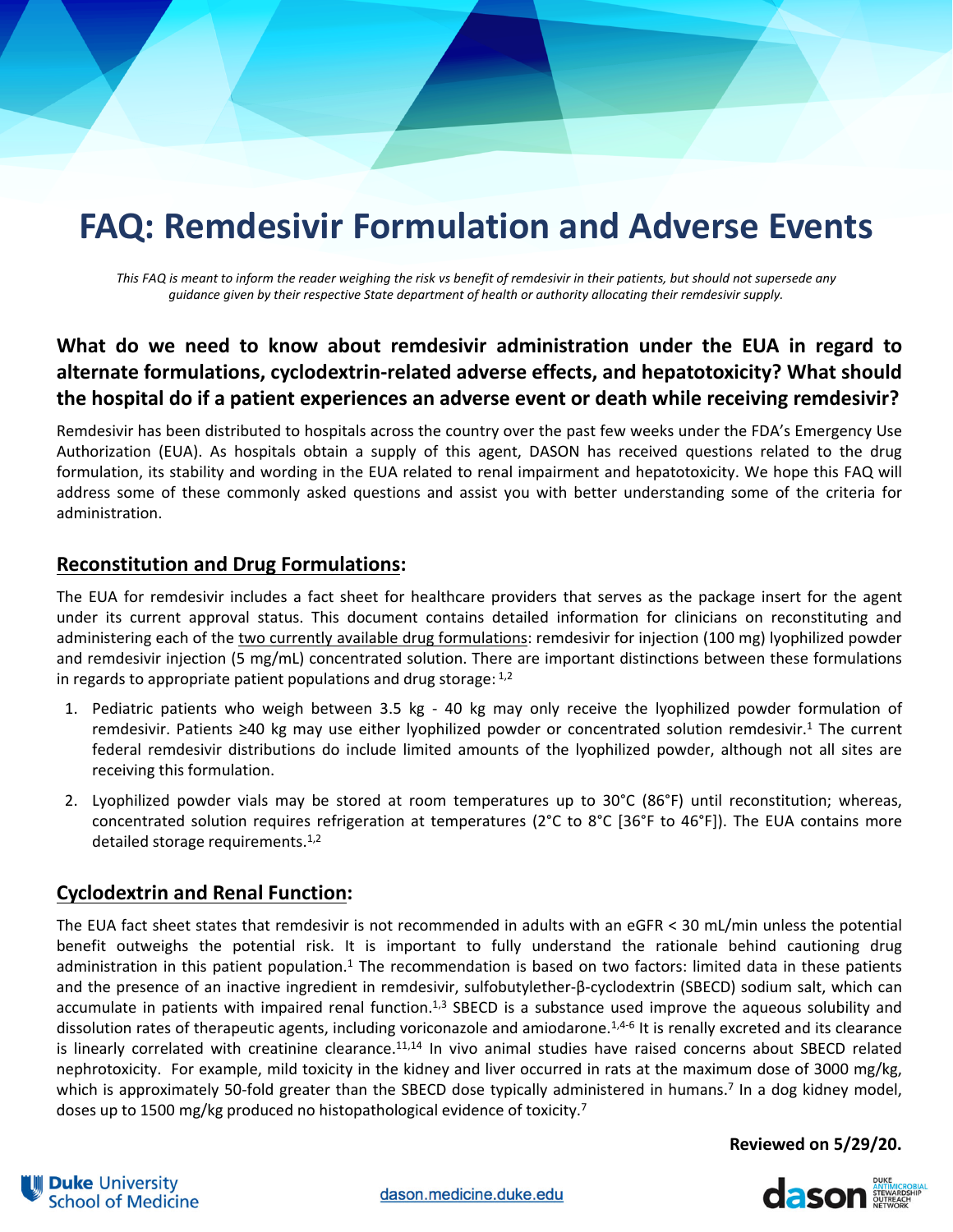# FAQ: Remdesivir Formulation and Adverse Events

*This FAQ is meant to inform the reader weighing the risk vs benefit of remdesivir in their patients, but should not supersede any guidance given by their respective State department of health or authority allocating their remdesivir supply.*

## What do we need to know about remdesivir administration under the EUA in regard to alternate formulations, cyclodextrin-related adverse effects, and hepatotoxicity? What should the hospital do if a patient experiences an adverse event or death while receiving remdesivir?

Remdesivir has been distributed to hospitals across the country over the past few weeks under the FDA's Emergency Use Authorization (EUA). As hospitals obtain a supply of this agent, DASON has received questions related to the drug formulation, its stability and wording in the EUA related to renal impairment and hepatotoxicity. We hope this FAQ will address some of these commonly asked questions and assist you with better understanding some of the criteria for administration.

### Reconstitution and Drug Formulations:

The EUA for remdesivir includes a fact sheet for healthcare providers that serves as the package insert for the agent under its current approval status. This document contains detailed information for clinicians on reconstituting and administering each of the two currently available drug formulations: remdesivir for injection (100 mg) lyophilized powder and remdesivir injection (5 mg/mL) concentrated solution. There are important distinctions between these formulations in regards to appropriate patient populations and drug storage: [1,2]

1. Pediatric patients who weigh between 3.5 kg - 40 kg may only receive the lyophilized powder formulation of remdesivir. Patients ≥40 kg may use either lyophilized powder or concentrated solution remdesivir.[1] The current federal remdesivir distributions do include limited amounts of the lyophilized powder, although not all sites are receiving this formulation.
2. Lyophilized powder vials may be stored at room temperatures up to 30°C (86°F) until reconstitution; whereas, concentrated solution requires refrigeration at temperatures (2°C to 8°C [36°F to 46°F]). The EUA contains more detailed storage requirements.[1,2]

### Cyclodextrin and Renal Function:

The EUA fact sheet states that remdesivir is not recommended in adults with an eGFR < 30 mL/min unless the potential benefit outweighs the potential risk. It is important to fully understand the rationale behind cautioning drug administration in this patient population.[1] The recommendation is based on two factors: limited data in these patients and the presence of an inactive ingredient in remdesivir, sulfobutylether-β-cyclodextrin (SBECD) sodium salt, which can accumulate in patients with impaired renal function.[1,3] SBECD is a substance used improve the aqueous solubility and dissolution rates of therapeutic agents, including voriconazole and amiodarone.[1,4-6] It is renally excreted and its clearance is linearly correlated with creatinine clearance.[11,14] In vivo animal studies have raised concerns about SBECD related nephrotoxicity. For example, mild toxicity in the kidney and liver occurred in rats at the maximum dose of 3000 mg/kg, which is approximately 50-fold greater than the SBECD dose typically administered in humans.[7] In a dog kidney model, doses up to 1500 mg/kg produced no histopathological evidence of toxicity.[7]

**Reviewed on 5/29/20.**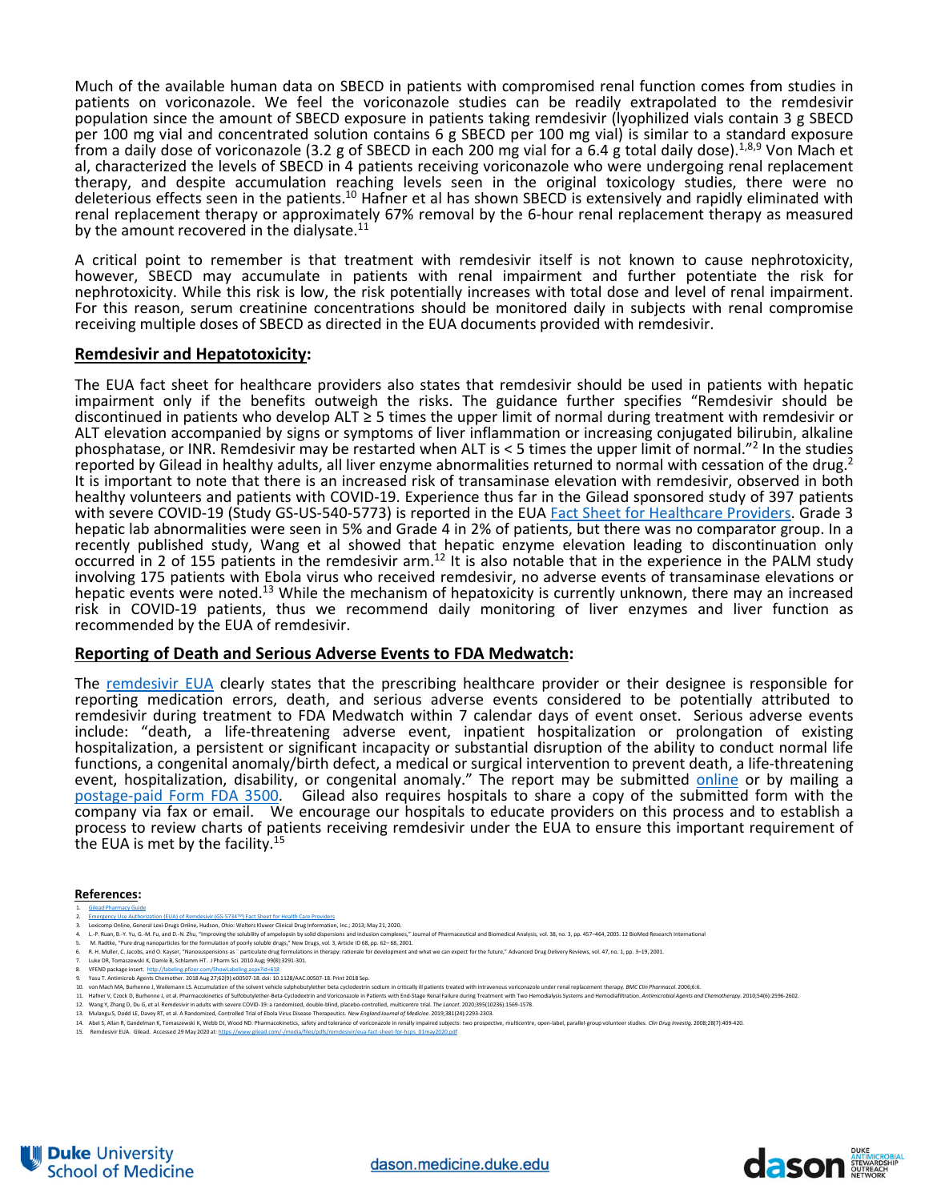Much of the available human data on SBECD in patients with compromised renal function comes from studies in patients on voriconazole. We feel the voriconazole studies can be readily extrapolated to the remdesivir population since the amount of SBECD exposure in patients taking remdesivir (lyophilized vials contain 3 g SBECD per 100 mg vial and concentrated solution contains 6 g SBECD per 100 mg vial) is similar to a standard exposure from a daily dose of voriconazole (3.2 g of SBECD in each 200 mg vial for a 6.4 g total daily dose).[1,8,9] Von Mach et al, characterized the levels of SBECD in 4 patients receiving voriconazole who were undergoing renal replacement therapy, and despite accumulation reaching levels seen in the original toxicology studies, there were no deleterious effects seen in the patients.[10] Hafner et al has shown SBECD is extensively and rapidly eliminated with renal replacement therapy or approximately 67% removal by the 6-hour renal replacement therapy as measured by the amount recovered in the dialysate.[11]

A critical point to remember is that treatment with remdesivir itself is not known to cause nephrotoxicity, however, SBECD may accumulate in patients with renal impairment and further potentiate the risk for nephrotoxicity. While this risk is low, the risk potentially increases with total dose and level of renal impairment. For this reason, serum creatinine concentrations should be monitored daily in subjects with renal compromise receiving multiple doses of SBECD as directed in the EUA documents provided with remdesivir.

## Remdesivir and Hepatotoxicity:

The EUA fact sheet for healthcare providers also states that remdesivir should be used in patients with hepatic impairment only if the benefits outweigh the risks. The guidance further specifies "Remdesivir should be discontinued in patients who develop ALT ≥ 5 times the upper limit of normal during treatment with remdesivir or ALT elevation accompanied by signs or symptoms of liver inflammation or increasing conjugated bilirubin, alkaline phosphatase, or INR. Remdesivir may be restarted when ALT is < 5 times the upper limit of normal."[2] In the studies reported by Gilead in healthy adults, all liver enzyme abnormalities returned to normal with cessation of the drug.[2] It is important to note that there is an increased risk of transaminase elevation with remdesivir, observed in both healthy volunteers and patients with COVID-19. Experience thus far in the Gilead sponsored study of 397 patients with severe COVID-19 (Study GS-US-540-5773) is reported in the EUA Fact Sheet for Healthcare Providers. Grade 3 hepatic lab abnormalities were seen in 5% and Grade 4 in 2% of patients, but there was no comparator group. In a recently published study, Wang et al showed that hepatic enzyme elevation leading to discontinuation only occurred in 2 of 155 patients in the remdesivir arm.[12] It is also notable that in the experience in the PALM study involving 175 patients with Ebola virus who received remdesivir, no adverse events of transaminase elevations or hepatic events were noted.[13] While the mechanism of hepatoxicity is currently unknown, there may an increased risk in COVID-19 patients, thus we recommend daily monitoring of liver enzymes and liver function as recommended by the EUA of remdesivir.

## Reporting of Death and Serious Adverse Events to FDA Medwatch:

The remdesivir EUA clearly states that the prescribing healthcare provider or their designee is responsible for reporting medication errors, death, and serious adverse events considered to be potentially attributed to remdesivir during treatment to FDA Medwatch within 7 calendar days of event onset. Serious adverse events include: "death, a life-threatening adverse event, inpatient hospitalization or prolongation of existing hospitalization, a persistent or significant incapacity or substantial disruption of the ability to conduct normal life functions, a congenital anomaly/birth defect, a medical or surgical intervention to prevent death, a life-threatening event, hospitalization, disability, or congenital anomaly." The report may be submitted online or by mailing a postage-paid Form FDA 3500. Gilead also requires hospitals to share a copy of the submitted form with the company via fax or email. We encourage our hospitals to educate providers on this process and to establish a process to review charts of patients receiving remdesivir under the EUA to ensure this important requirement of the EUA is met by the facility.[15]

### References:

1. Gilead Pharmacy Guide
2. Emergency Use Authorization (EUA) of Remdesivir (GS-5734™) Fact Sheet for Health Care Providers
3. Lexicomp Online, General Lexi-Drugs Online, Hudson, Ohio: Wolters Kluwer Clinical Drug Information, Inc.; 2013; May 21, 2020.
4. L.-P. Ruan, B.-Y. Yu, G.-M. Fu, and D.-N. Zhu, "Improving the solubility of ampelopsin by solid dispersions and inclusion complexes," Journal of Pharmaceutical and Biomedical Analysis, vol. 38, no. 3, pp. 457–464, 2005. 12 BioMed Research International
5. M. Radtke, "Pure drug nanoparticles for the formulation of poorly soluble drugs," New Drugs, vol. 3, Article ID 68, pp. 62– 68, 2001.
6. R. H. Muller, C. Jacobs, and O. Kayser, "Nanosuspensions as particulate drug formulations in therapy: rationale for development and what we can expect for the future," Advanced Drug Delivery Reviews, vol. 47, no. 1, pp. 3–19, 2001.
7. Luke DR, Tomaszewski K, Damle B, Schlamm HT. J Pharm Sci. 2010 Aug; 99(8):3291-301.
8. VFEND package insert. http://labeling.pfizer.com/ShowLabeling.aspx?id=618
9. Yasu T. Antimicrob Agents Chemother. 2018 Aug 27;62(9):e00507-18. doi: 10.1128/AAC.00507-18. Print 2018 Sep.
10. von Mach MA, Burhenne J, Weilemann LS. Accumulation of the solvent vehicle sulphobutylether beta cyclodextrin sodium in critically ill patients treated with intravenous voriconazole under renal replacement therapy. *BMC Clin Pharmacol*. 2006;6:6.
11. Hafner V, Czock D, Burhenne J, et al. Pharmacokinetics of Sulfobutylether-Beta-Cyclodextrin and Voriconazole in Patients with End-Stage Renal Failure during Treatment with Two Hemodialysis Systems and Hemodiafiltration. *Antimicrobial Agents and Chemotherapy*. 2010;54(6):2596-2602.
12. Wang Y, Zhang D, Du G, et al. Remdesivir in adults with severe COVID-19: a randomised, double-blind, placebo-controlled, multicentre trial. *The Lancet*. 2020;395(10236):1569-1578.
13. Mulangu S, Dodd LE, Davey RT, et al. A Randomized, Controlled Trial of Ebola Virus Disease Therapeutics. *New England Journal of Medicine*. 2019;381(24):2293-2303.
14. Abel S, Allan R, Gandelman K, Tomaszewski K, Webb DJ, Wood ND. Pharmacokinetics, safety and tolerance of voriconazole in renally impaired subjects: two prospective, multicentre, open-label, parallel-group volunteer studies. *Clin Drug Investig*. 2008;28(7):409-420.
15. Remdesivir EUA. Gilead. Accessed 29 May 2020 at: https://www.gilead.com/-/media/files/pdfs/remdesivir/eua-fact-sheet-for-hcps_01may2020.pdf